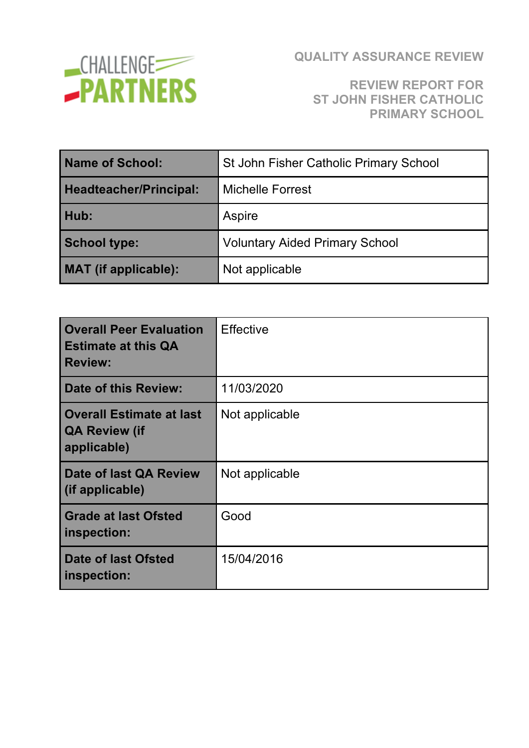CHALLENGE PARTNERS

# QUALITY ASSURANCE REVIEW

## REVIEW REPORT FOR ST JOHN FISHER CATHOLIC PRIMARY SCHOOL

| | |
|---|---|
| **Name of School:** | St John Fisher Catholic Primary School |
| **Headteacher/Principal:** | Michelle Forrest |
| **Hub:** | Aspire |
| **School type:** | Voluntary Aided Primary School |
| **MAT (if applicable):** | Not applicable |

| | |
|---|---|
| **Overall Peer Evaluation Estimate at this QA Review:** | Effective |
| **Date of this Review:** | 11/03/2020 |
| **Overall Estimate at last QA Review (if applicable)** | Not applicable |
| **Date of last QA Review (if applicable)** | Not applicable |
| **Grade at last Ofsted inspection:** | Good |
| **Date of last Ofsted inspection:** | 15/04/2016 |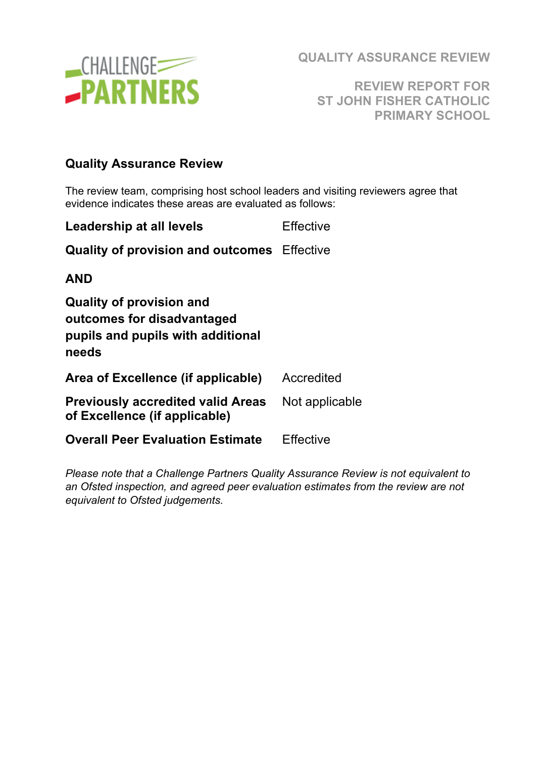QUALITY ASSURANCE REVIEW

REVIEW REPORT FOR ST JOHN FISHER CATHOLIC PRIMARY SCHOOL

## Quality Assurance Review

The review team, comprising host school leaders and visiting reviewers agree that evidence indicates these areas are evaluated as follows:

| | |
|---|---|
| **Leadership at all levels** | Effective |
| **Quality of provision and outcomes** | Effective |
| **AND** | |
| **Quality of provision and outcomes for disadvantaged pupils and pupils with additional needs** | |
| **Area of Excellence (if applicable)** | Accredited |
| **Previously accredited valid Areas of Excellence (if applicable)** | Not applicable |
| **Overall Peer Evaluation Estimate** | Effective |

*Please note that a Challenge Partners Quality Assurance Review is not equivalent to an Ofsted inspection, and agreed peer evaluation estimates from the review are not equivalent to Ofsted judgements.*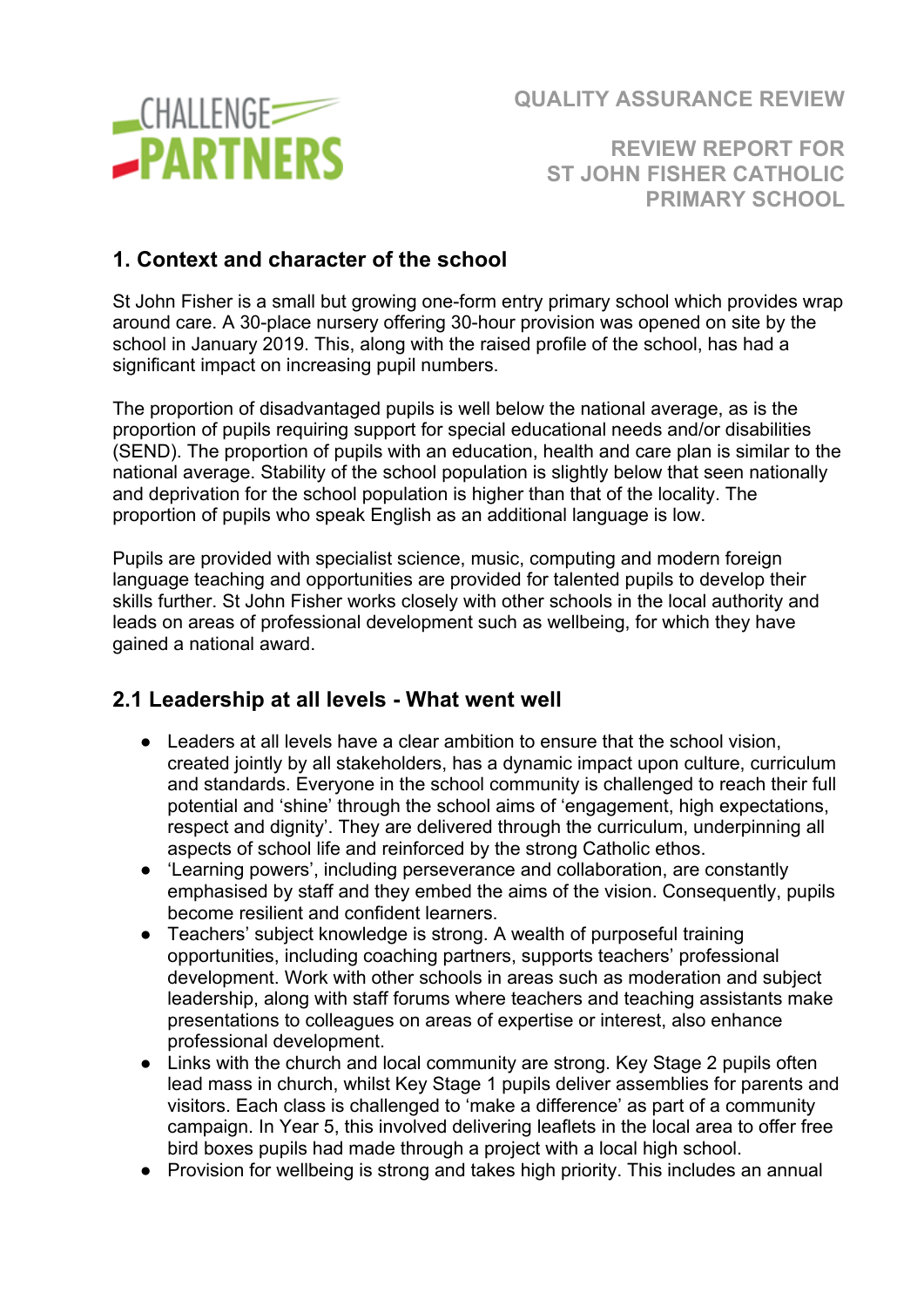QUALITY ASSURANCE REVIEW

REVIEW REPORT FOR ST JOHN FISHER CATHOLIC PRIMARY SCHOOL

## 1. Context and character of the school

St John Fisher is a small but growing one-form entry primary school which provides wrap around care. A 30-place nursery offering 30-hour provision was opened on site by the school in January 2019. This, along with the raised profile of the school, has had a significant impact on increasing pupil numbers.

The proportion of disadvantaged pupils is well below the national average, as is the proportion of pupils requiring support for special educational needs and/or disabilities (SEND). The proportion of pupils with an education, health and care plan is similar to the national average. Stability of the school population is slightly below that seen nationally and deprivation for the school population is higher than that of the locality. The proportion of pupils who speak English as an additional language is low.

Pupils are provided with specialist science, music, computing and modern foreign language teaching and opportunities are provided for talented pupils to develop their skills further. St John Fisher works closely with other schools in the local authority and leads on areas of professional development such as wellbeing, for which they have gained a national award.

## 2.1 Leadership at all levels - What went well

- Leaders at all levels have a clear ambition to ensure that the school vision, created jointly by all stakeholders, has a dynamic impact upon culture, curriculum and standards. Everyone in the school community is challenged to reach their full potential and 'shine' through the school aims of 'engagement, high expectations, respect and dignity'. They are delivered through the curriculum, underpinning all aspects of school life and reinforced by the strong Catholic ethos.
- 'Learning powers', including perseverance and collaboration, are constantly emphasised by staff and they embed the aims of the vision. Consequently, pupils become resilient and confident learners.
- Teachers' subject knowledge is strong. A wealth of purposeful training opportunities, including coaching partners, supports teachers' professional development. Work with other schools in areas such as moderation and subject leadership, along with staff forums where teachers and teaching assistants make presentations to colleagues on areas of expertise or interest, also enhance professional development.
- Links with the church and local community are strong. Key Stage 2 pupils often lead mass in church, whilst Key Stage 1 pupils deliver assemblies for parents and visitors. Each class is challenged to 'make a difference' as part of a community campaign. In Year 5, this involved delivering leaflets in the local area to offer free bird boxes pupils had made through a project with a local high school.
- Provision for wellbeing is strong and takes high priority. This includes an annual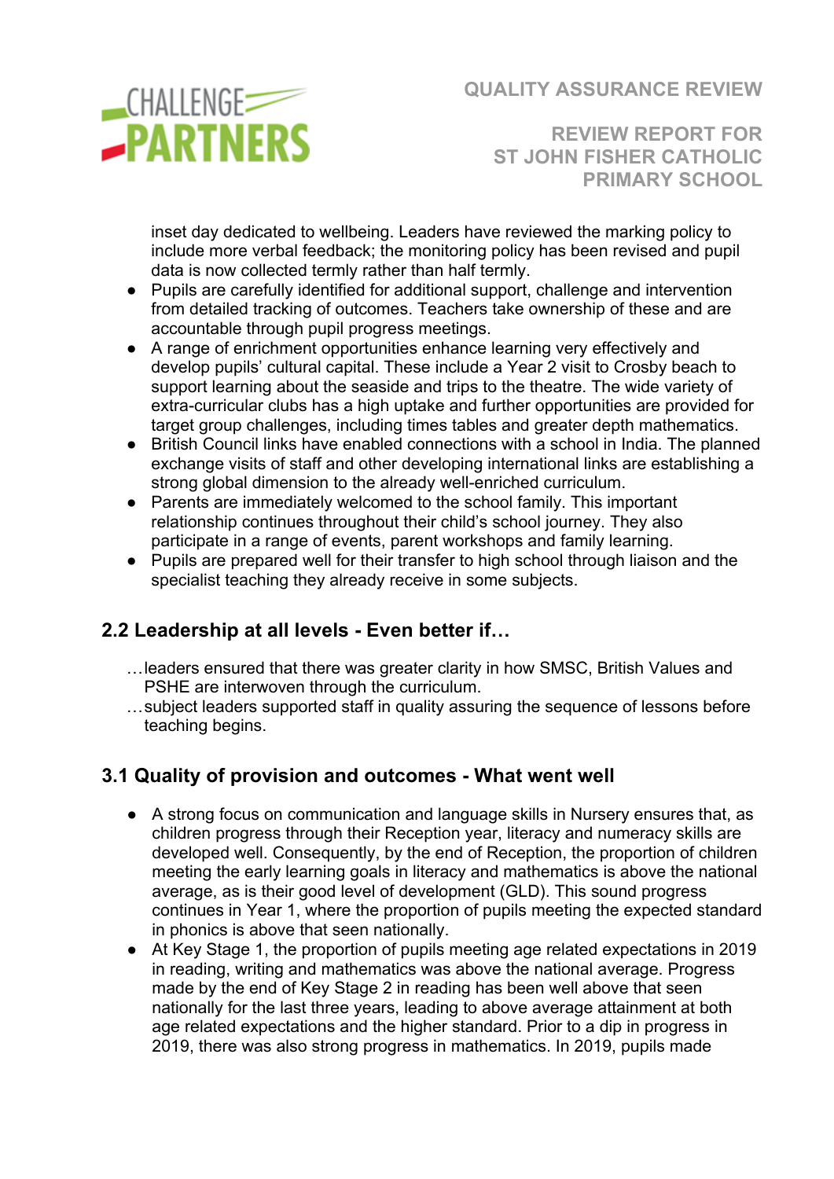inset day dedicated to wellbeing. Leaders have reviewed the marking policy to include more verbal feedback; the monitoring policy has been revised and pupil data is now collected termly rather than half termly.

- Pupils are carefully identified for additional support, challenge and intervention from detailed tracking of outcomes. Teachers take ownership of these and are accountable through pupil progress meetings.
- A range of enrichment opportunities enhance learning very effectively and develop pupils' cultural capital. These include a Year 2 visit to Crosby beach to support learning about the seaside and trips to the theatre. The wide variety of extra-curricular clubs has a high uptake and further opportunities are provided for target group challenges, including times tables and greater depth mathematics.
- British Council links have enabled connections with a school in India. The planned exchange visits of staff and other developing international links are establishing a strong global dimension to the already well-enriched curriculum.
- Parents are immediately welcomed to the school family. This important relationship continues throughout their child's school journey. They also participate in a range of events, parent workshops and family learning.
- Pupils are prepared well for their transfer to high school through liaison and the specialist teaching they already receive in some subjects.

## 2.2 Leadership at all levels - Even better if…

…leaders ensured that there was greater clarity in how SMSC, British Values and PSHE are interwoven through the curriculum.

…subject leaders supported staff in quality assuring the sequence of lessons before teaching begins.

## 3.1 Quality of provision and outcomes - What went well

- A strong focus on communication and language skills in Nursery ensures that, as children progress through their Reception year, literacy and numeracy skills are developed well. Consequently, by the end of Reception, the proportion of children meeting the early learning goals in literacy and mathematics is above the national average, as is their good level of development (GLD). This sound progress continues in Year 1, where the proportion of pupils meeting the expected standard in phonics is above that seen nationally.
- At Key Stage 1, the proportion of pupils meeting age related expectations in 2019 in reading, writing and mathematics was above the national average. Progress made by the end of Key Stage 2 in reading has been well above that seen nationally for the last three years, leading to above average attainment at both age related expectations and the higher standard. Prior to a dip in progress in 2019, there was also strong progress in mathematics. In 2019, pupils made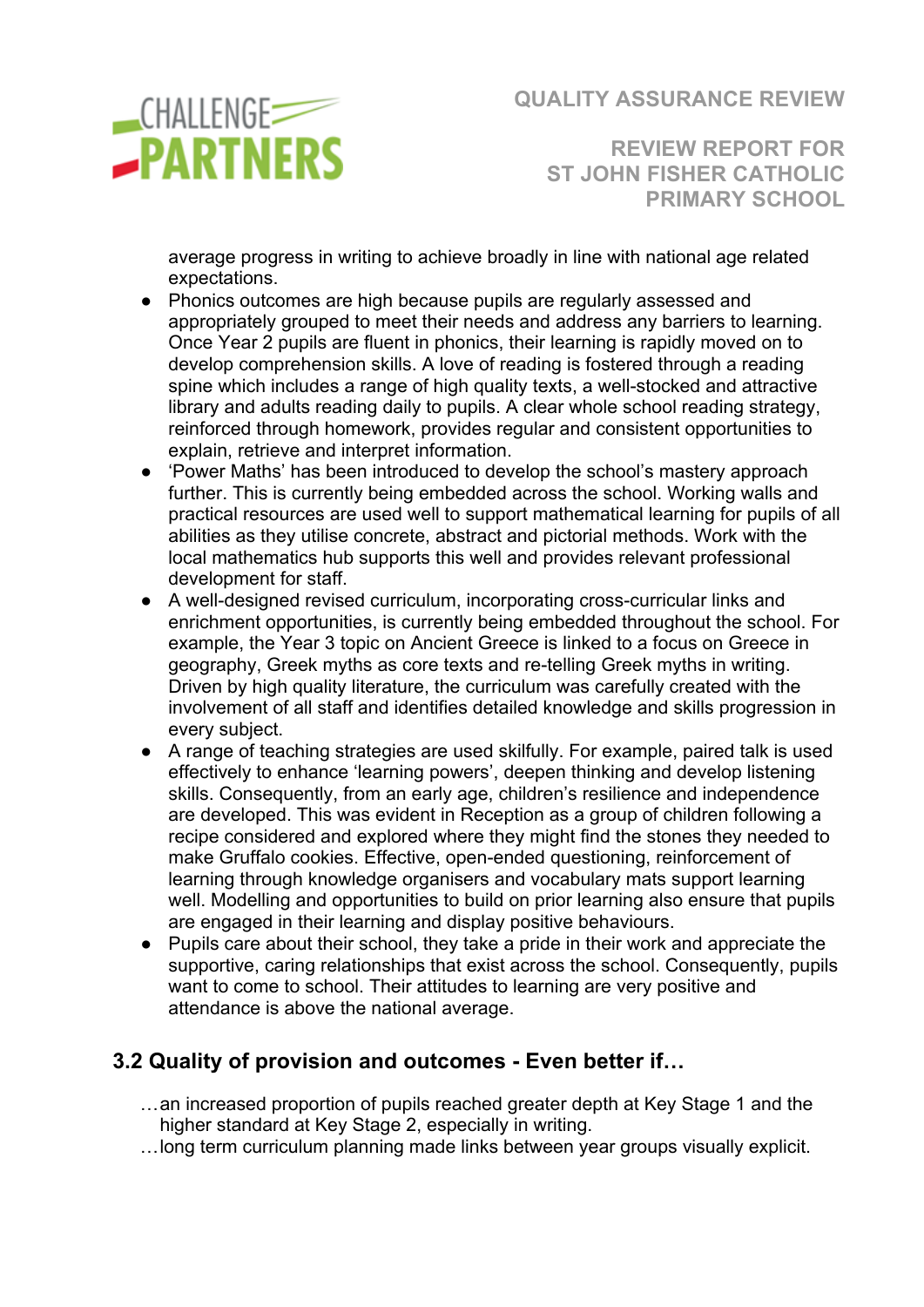average progress in writing to achieve broadly in line with national age related expectations.

- Phonics outcomes are high because pupils are regularly assessed and appropriately grouped to meet their needs and address any barriers to learning. Once Year 2 pupils are fluent in phonics, their learning is rapidly moved on to develop comprehension skills. A love of reading is fostered through a reading spine which includes a range of high quality texts, a well-stocked and attractive library and adults reading daily to pupils. A clear whole school reading strategy, reinforced through homework, provides regular and consistent opportunities to explain, retrieve and interpret information.
- 'Power Maths' has been introduced to develop the school's mastery approach further. This is currently being embedded across the school. Working walls and practical resources are used well to support mathematical learning for pupils of all abilities as they utilise concrete, abstract and pictorial methods. Work with the local mathematics hub supports this well and provides relevant professional development for staff.
- A well-designed revised curriculum, incorporating cross-curricular links and enrichment opportunities, is currently being embedded throughout the school. For example, the Year 3 topic on Ancient Greece is linked to a focus on Greece in geography, Greek myths as core texts and re-telling Greek myths in writing. Driven by high quality literature, the curriculum was carefully created with the involvement of all staff and identifies detailed knowledge and skills progression in every subject.
- A range of teaching strategies are used skilfully. For example, paired talk is used effectively to enhance 'learning powers', deepen thinking and develop listening skills. Consequently, from an early age, children's resilience and independence are developed. This was evident in Reception as a group of children following a recipe considered and explored where they might find the stones they needed to make Gruffalo cookies. Effective, open-ended questioning, reinforcement of learning through knowledge organisers and vocabulary mats support learning well. Modelling and opportunities to build on prior learning also ensure that pupils are engaged in their learning and display positive behaviours.
- Pupils care about their school, they take a pride in their work and appreciate the supportive, caring relationships that exist across the school. Consequently, pupils want to come to school. Their attitudes to learning are very positive and attendance is above the national average.

## 3.2 Quality of provision and outcomes - Even better if…

…an increased proportion of pupils reached greater depth at Key Stage 1 and the higher standard at Key Stage 2, especially in writing.

…long term curriculum planning made links between year groups visually explicit.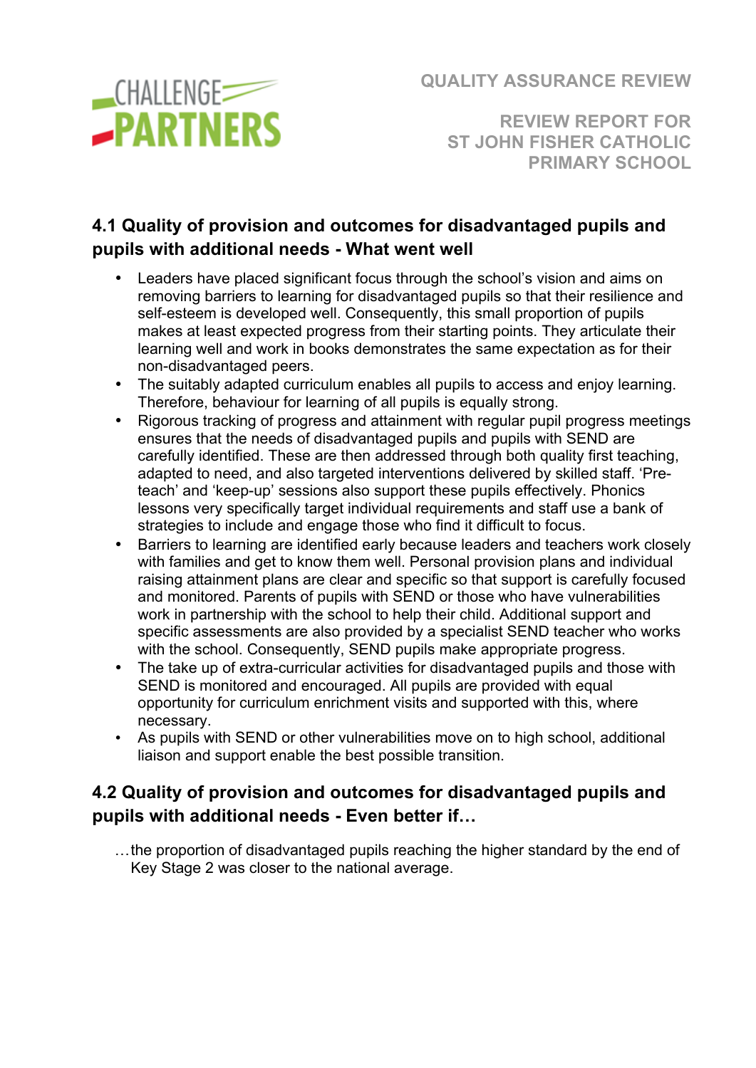## 4.1 Quality of provision and outcomes for disadvantaged pupils and pupils with additional needs - What went well

- Leaders have placed significant focus through the school's vision and aims on removing barriers to learning for disadvantaged pupils so that their resilience and self-esteem is developed well. Consequently, this small proportion of pupils makes at least expected progress from their starting points. They articulate their learning well and work in books demonstrates the same expectation as for their non-disadvantaged peers.
- The suitably adapted curriculum enables all pupils to access and enjoy learning. Therefore, behaviour for learning of all pupils is equally strong.
- Rigorous tracking of progress and attainment with regular pupil progress meetings ensures that the needs of disadvantaged pupils and pupils with SEND are carefully identified. These are then addressed through both quality first teaching, adapted to need, and also targeted interventions delivered by skilled staff. 'Pre-teach' and 'keep-up' sessions also support these pupils effectively. Phonics lessons very specifically target individual requirements and staff use a bank of strategies to include and engage those who find it difficult to focus.
- Barriers to learning are identified early because leaders and teachers work closely with families and get to know them well. Personal provision plans and individual raising attainment plans are clear and specific so that support is carefully focused and monitored. Parents of pupils with SEND or those who have vulnerabilities work in partnership with the school to help their child. Additional support and specific assessments are also provided by a specialist SEND teacher who works with the school. Consequently, SEND pupils make appropriate progress.
- The take up of extra-curricular activities for disadvantaged pupils and those with SEND is monitored and encouraged. All pupils are provided with equal opportunity for curriculum enrichment visits and supported with this, where necessary.
- As pupils with SEND or other vulnerabilities move on to high school, additional liaison and support enable the best possible transition.

## 4.2 Quality of provision and outcomes for disadvantaged pupils and pupils with additional needs - Even better if…

…the proportion of disadvantaged pupils reaching the higher standard by the end of Key Stage 2 was closer to the national average.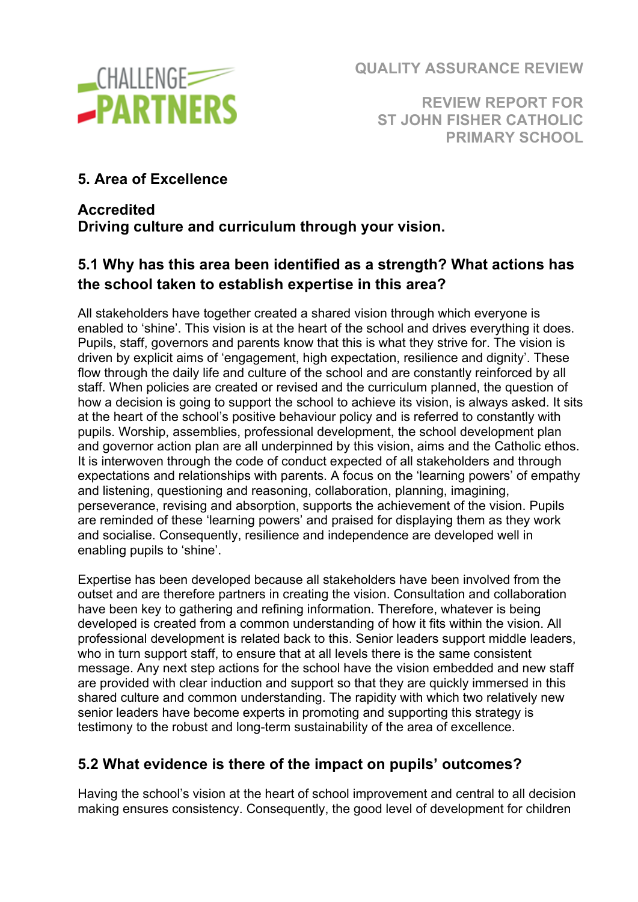## 5. Area of Excellence

**Accredited**
**Driving culture and curriculum through your vision.**

### 5.1 Why has this area been identified as a strength? What actions has the school taken to establish expertise in this area?

All stakeholders have together created a shared vision through which everyone is enabled to 'shine'. This vision is at the heart of the school and drives everything it does. Pupils, staff, governors and parents know that this is what they strive for. The vision is driven by explicit aims of 'engagement, high expectation, resilience and dignity'. These flow through the daily life and culture of the school and are constantly reinforced by all staff. When policies are created or revised and the curriculum planned, the question of how a decision is going to support the school to achieve its vision, is always asked. It sits at the heart of the school's positive behaviour policy and is referred to constantly with pupils. Worship, assemblies, professional development, the school development plan and governor action plan are all underpinned by this vision, aims and the Catholic ethos. It is interwoven through the code of conduct expected of all stakeholders and through expectations and relationships with parents. A focus on the 'learning powers' of empathy and listening, questioning and reasoning, collaboration, planning, imagining, perseverance, revising and absorption, supports the achievement of the vision. Pupils are reminded of these 'learning powers' and praised for displaying them as they work and socialise. Consequently, resilience and independence are developed well in enabling pupils to 'shine'.

Expertise has been developed because all stakeholders have been involved from the outset and are therefore partners in creating the vision. Consultation and collaboration have been key to gathering and refining information. Therefore, whatever is being developed is created from a common understanding of how it fits within the vision. All professional development is related back to this. Senior leaders support middle leaders, who in turn support staff, to ensure that at all levels there is the same consistent message. Any next step actions for the school have the vision embedded and new staff are provided with clear induction and support so that they are quickly immersed in this shared culture and common understanding. The rapidity with which two relatively new senior leaders have become experts in promoting and supporting this strategy is testimony to the robust and long-term sustainability of the area of excellence.

### 5.2 What evidence is there of the impact on pupils' outcomes?

Having the school's vision at the heart of school improvement and central to all decision making ensures consistency. Consequently, the good level of development for children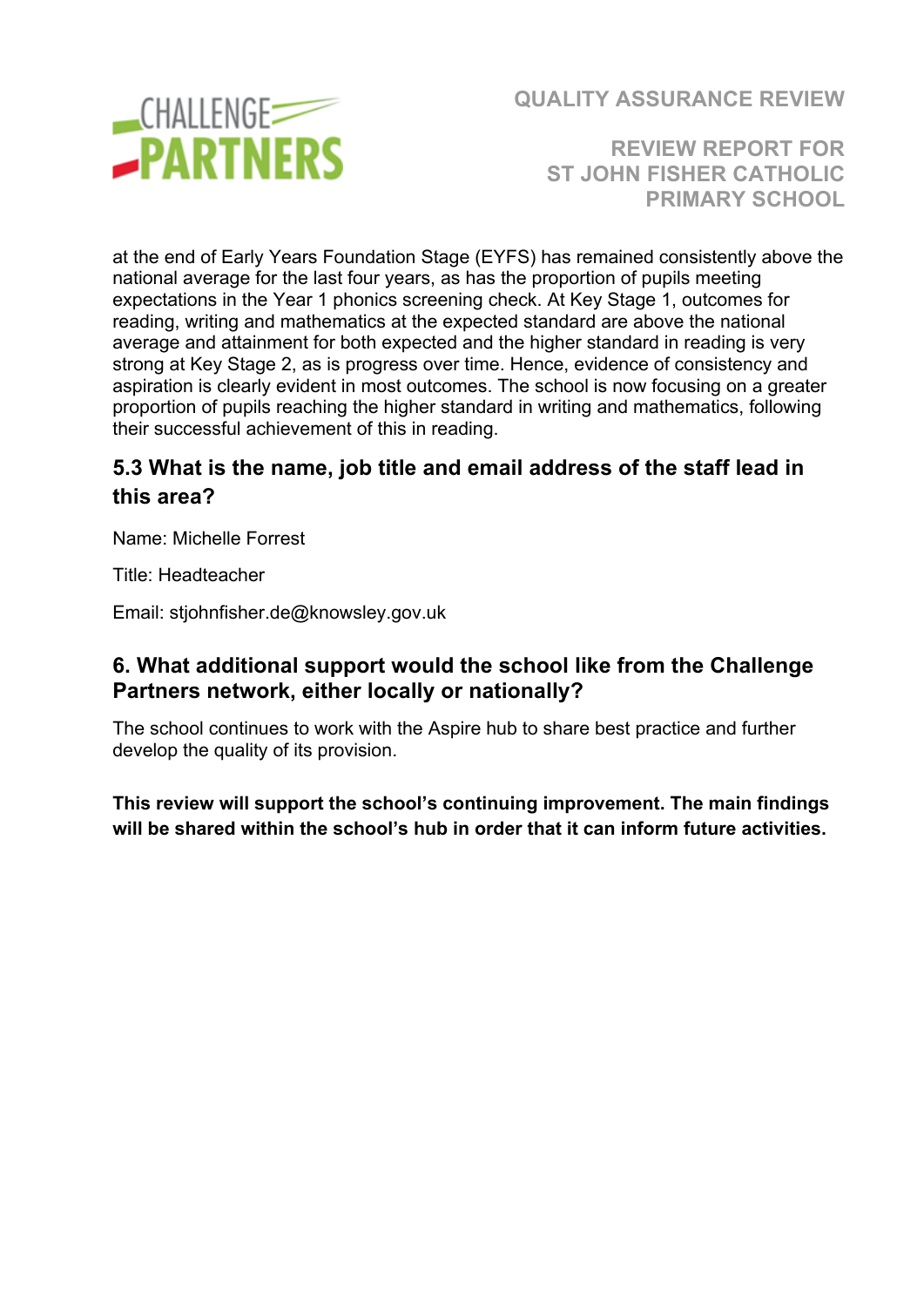at the end of Early Years Foundation Stage (EYFS) has remained consistently above the national average for the last four years, as has the proportion of pupils meeting expectations in the Year 1 phonics screening check. At Key Stage 1, outcomes for reading, writing and mathematics at the expected standard are above the national average and attainment for both expected and the higher standard in reading is very strong at Key Stage 2, as is progress over time. Hence, evidence of consistency and aspiration is clearly evident in most outcomes. The school is now focusing on a greater proportion of pupils reaching the higher standard in writing and mathematics, following their successful achievement of this in reading.

### 5.3 What is the name, job title and email address of the staff lead in this area?

Name: Michelle Forrest

Title: Headteacher

Email: stjohnfisher.de@knowsley.gov.uk

### 6. What additional support would the school like from the Challenge Partners network, either locally or nationally?

The school continues to work with the Aspire hub to share best practice and further develop the quality of its provision.

**This review will support the school's continuing improvement. The main findings will be shared within the school's hub in order that it can inform future activities.**